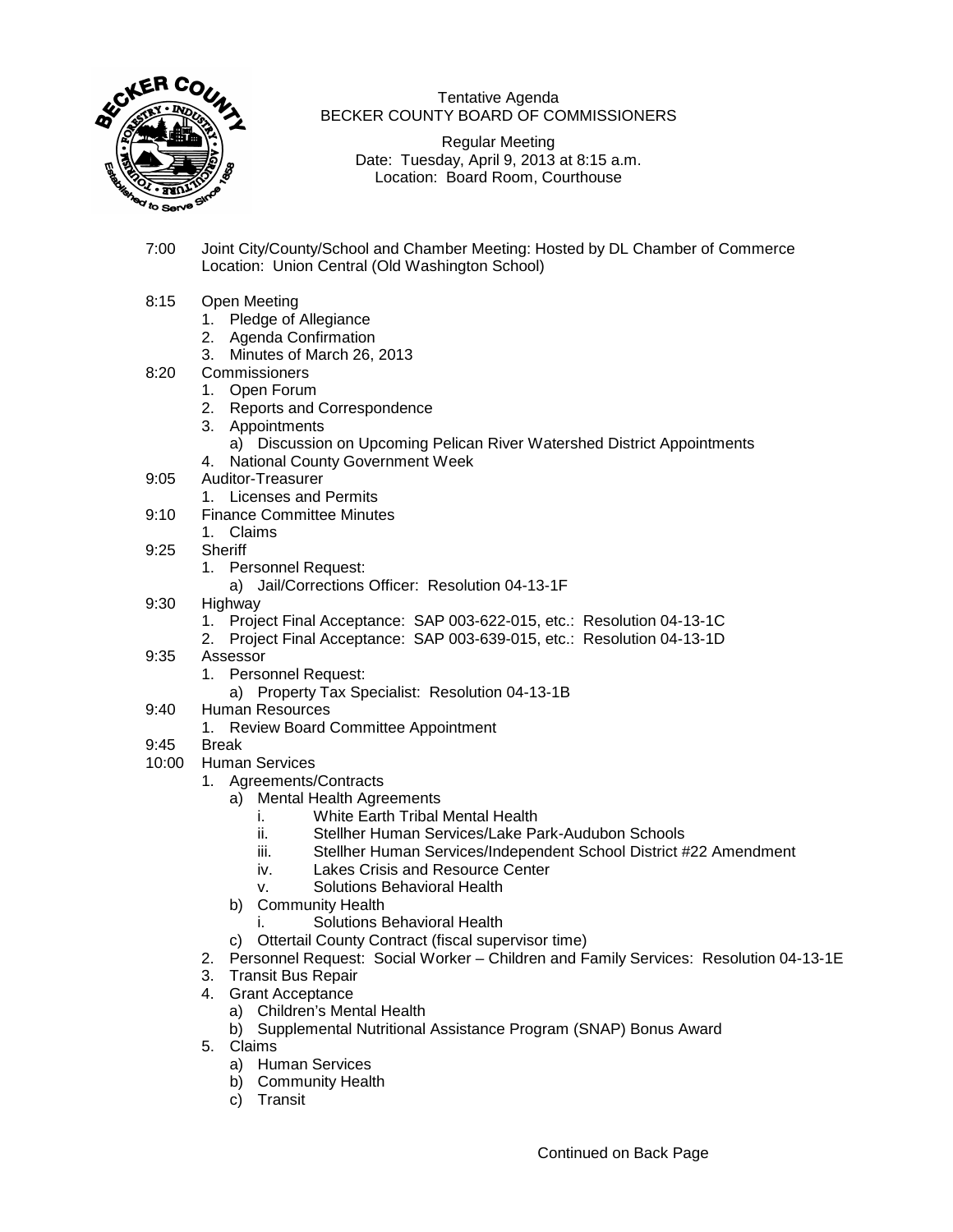# Tentative Agenda
## BECKER COUNTY BOARD OF COMMISSIONERS

Regular Meeting
Date: Tuesday, April 9, 2013 at 8:15 a.m.
Location: Board Room, Courthouse

**7:00** Joint City/County/School and Chamber Meeting: Hosted by DL Chamber of Commerce
Location: Union Central (Old Washington School)

**8:15** Open Meeting
1. Pledge of Allegiance
2. Agenda Confirmation
3. Minutes of March 26, 2013

**8:20** Commissioners
1. Open Forum
2. Reports and Correspondence
3. Appointments
   a) Discussion on Upcoming Pelican River Watershed District Appointments
4. National County Government Week

**9:05** Auditor-Treasurer
1. Licenses and Permits

**9:10** Finance Committee Minutes
1. Claims

**9:25** Sheriff
1. Personnel Request:
   a) Jail/Corrections Officer: Resolution 04-13-1F

**9:30** Highway
1. Project Final Acceptance: SAP 003-622-015, etc.: Resolution 04-13-1C
2. Project Final Acceptance: SAP 003-639-015, etc.: Resolution 04-13-1D

**9:35** Assessor
1. Personnel Request:
   a) Property Tax Specialist: Resolution 04-13-1B

**9:40** Human Resources
1. Review Board Committee Appointment

**9:45** Break

**10:00** Human Services
1. Agreements/Contracts
   a) Mental Health Agreements
      i. White Earth Tribal Mental Health
      ii. Stellher Human Services/Lake Park-Audubon Schools
      iii. Stellher Human Services/Independent School District #22 Amendment
      iv. Lakes Crisis and Resource Center
      v. Solutions Behavioral Health
   b) Community Health
      i. Solutions Behavioral Health
   c) Ottertail County Contract (fiscal supervisor time)
2. Personnel Request: Social Worker – Children and Family Services: Resolution 04-13-1E
3. Transit Bus Repair
4. Grant Acceptance
   a) Children's Mental Health
   b) Supplemental Nutritional Assistance Program (SNAP) Bonus Award
5. Claims
   a) Human Services
   b) Community Health
   c) Transit

Continued on Back Page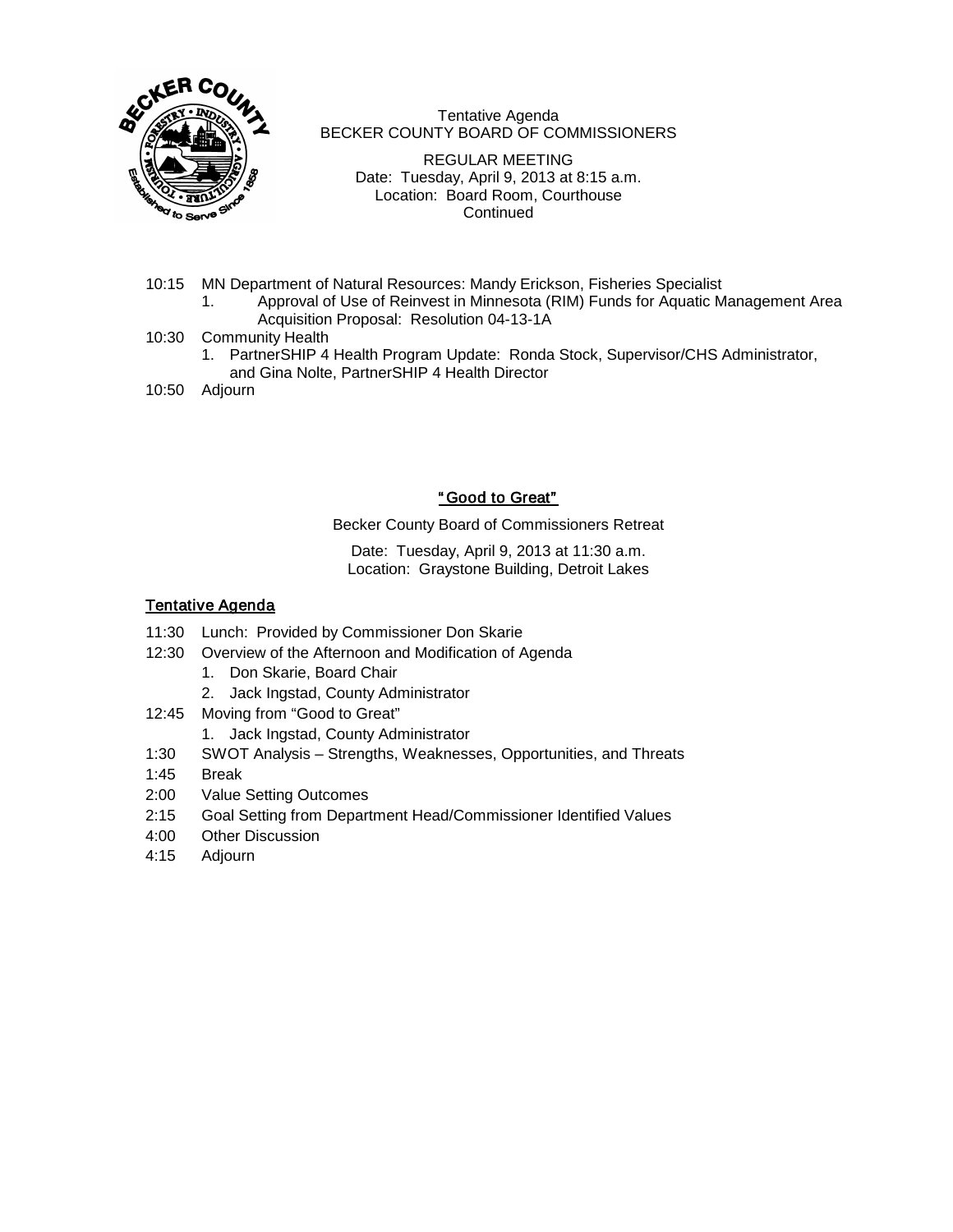Tentative Agenda
BECKER COUNTY BOARD OF COMMISSIONERS

REGULAR MEETING
Date: Tuesday, April 9, 2013 at 8:15 a.m.
Location: Board Room, Courthouse
Continued

10:15 MN Department of Natural Resources: Mandy Erickson, Fisheries Specialist

1. Approval of Use of Reinvest in Minnesota (RIM) Funds for Aquatic Management Area Acquisition Proposal: Resolution 04-13-1A

10:30 Community Health

1. PartnerSHIP 4 Health Program Update: Ronda Stock, Supervisor/CHS Administrator, and Gina Nolte, PartnerSHIP 4 Health Director

10:50 Adjourn

## "Good to Great"

Becker County Board of Commissioners Retreat

Date: Tuesday, April 9, 2013 at 11:30 a.m.
Location: Graystone Building, Detroit Lakes

### Tentative Agenda

11:30 Lunch: Provided by Commissioner Don Skarie

12:30 Overview of the Afternoon and Modification of Agenda

1. Don Skarie, Board Chair
2. Jack Ingstad, County Administrator

12:45 Moving from "Good to Great"

1. Jack Ingstad, County Administrator

1:30 SWOT Analysis – Strengths, Weaknesses, Opportunities, and Threats

1:45 Break

2:00 Value Setting Outcomes

2:15 Goal Setting from Department Head/Commissioner Identified Values

4:00 Other Discussion

4:15 Adjourn